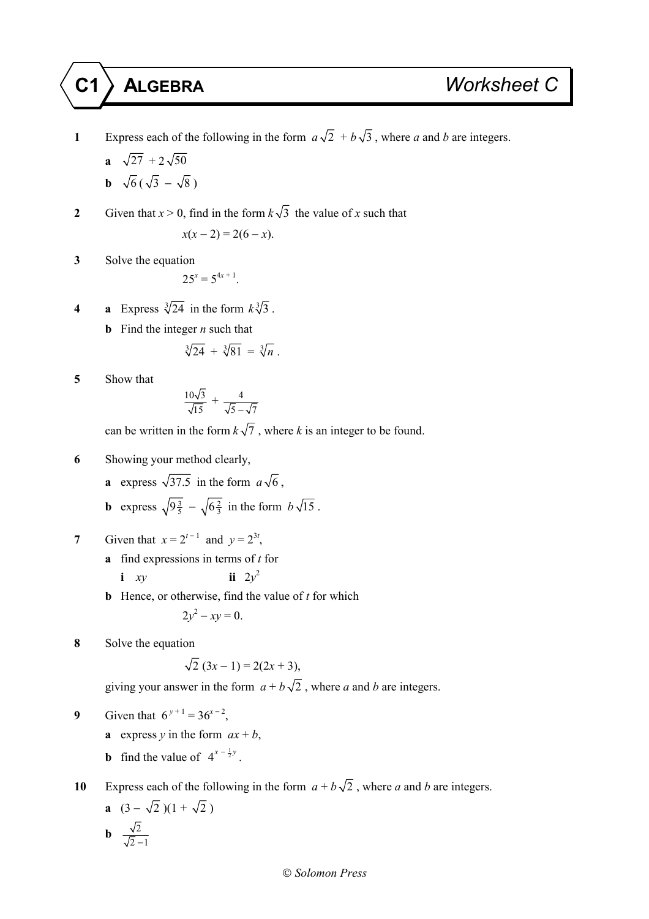# C1 ALGEBRA — Worksheet C

**1** Express each of the following in the form $a\sqrt{2} + b\sqrt{3}$, where $a$ and $b$ are integers.

**a** $\sqrt{27} + 2\sqrt{50}$

**b** $\sqrt{6}(\sqrt{3} - \sqrt{8})$

**2** Given that $x > 0$, find in the form $k\sqrt{3}$ the value of $x$ such that

$$x(x - 2) = 2(6 - x).$$

**3** Solve the equation

$$25^x = 5^{4x + 1}.$$

**4** **a** Express $\sqrt[3]{24}$ in the form $k\sqrt[3]{3}$.

**b** Find the integer $n$ such that

$$\sqrt[3]{24} + \sqrt[3]{81} = \sqrt[3]{n}.$$

**5** Show that

$$\frac{10\sqrt{3}}{\sqrt{15}} + \frac{4}{\sqrt{5} - \sqrt{7}}$$

can be written in the form $k\sqrt{7}$, where $k$ is an integer to be found.

**6** Showing your method clearly,

**a** express $\sqrt{37.5}$ in the form $a\sqrt{6}$,

**b** express $\sqrt{9\tfrac{3}{5}} - \sqrt{6\tfrac{2}{3}}$ in the form $b\sqrt{15}$.

**7** Given that $x = 2^{t-1}$ and $y = 2^{3t}$,

**a** find expressions in terms of $t$ for

**i** $xy$  **ii** $2y^2$

**b** Hence, or otherwise, find the value of $t$ for which

$$2y^2 - xy = 0.$$

**8** Solve the equation

$$\sqrt{2}(3x - 1) = 2(2x + 3),$$

giving your answer in the form $a + b\sqrt{2}$, where $a$ and $b$ are integers.

**9** Given that $6^{y+1} = 36^{x-2}$,

**a** express $y$ in the form $ax + b$,

**b** find the value of $4^{x - \frac{1}{2}y}$.

**10** Express each of the following in the form $a + b\sqrt{2}$, where $a$ and $b$ are integers.

**a** $(3 - \sqrt{2})(1 + \sqrt{2})$

**b** $\dfrac{\sqrt{2}}{\sqrt{2} - 1}$

© Solomon Press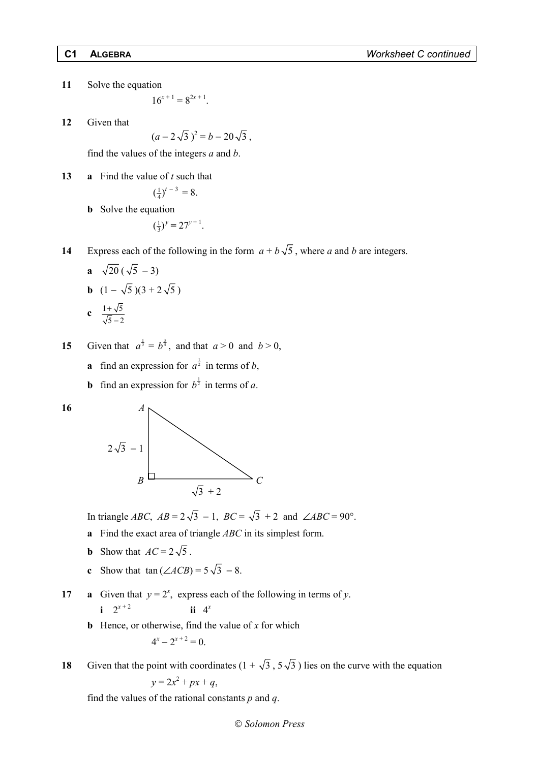**11** Solve the equation

$$16^{x+1} = 8^{2x+1}.$$

**12** Given that

$$(a - 2\sqrt{3})^2 = b - 20\sqrt{3},$$

find the values of the integers $a$ and $b$.

**13** **a** Find the value of $t$ such that

$$(\tfrac{1}{4})^{t-3} = 8.$$

**b** Solve the equation

$$(\tfrac{1}{3})^{y} = 27^{y+1}.$$

**14** Express each of the following in the form $a + b\sqrt{5}$, where $a$ and $b$ are integers.

**a** $\sqrt{20}\,(\sqrt{5} - 3)$

**b** $(1 - \sqrt{5})(3 + 2\sqrt{5})$

**c** $\dfrac{1+\sqrt{5}}{\sqrt{5}-2}$

**15** Given that $a^{\frac{1}{3}} = b^{\frac{3}{4}}$, and that $a > 0$ and $b > 0$,

**a** find an expression for $a^{\frac{1}{2}}$ in terms of $b$,

**b** find an expression for $b^{\frac{1}{2}}$ in terms of $a$.

**16**

A

$2\sqrt{3} - 1$

B C

$\sqrt{3} + 2$

In triangle $ABC$, $AB = 2\sqrt{3} - 1$, $BC = \sqrt{3} + 2$ and $\angle ABC = 90°$.

**a** Find the exact area of triangle $ABC$ in its simplest form.

**b** Show that $AC = 2\sqrt{5}$.

**c** Show that $\tan(\angle ACB) = 5\sqrt{3} - 8$.

**17** **a** Given that $y = 2^x$, express each of the following in terms of $y$.

**i** $2^{x+2}$ **ii** $4^x$

**b** Hence, or otherwise, find the value of $x$ for which

$$4^x - 2^{x+2} = 0.$$

**18** Given that the point with coordinates $(1 + \sqrt{3}, 5\sqrt{3})$ lies on the curve with the equation

$$y = 2x^2 + px + q,$$

find the values of the rational constants $p$ and $q$.